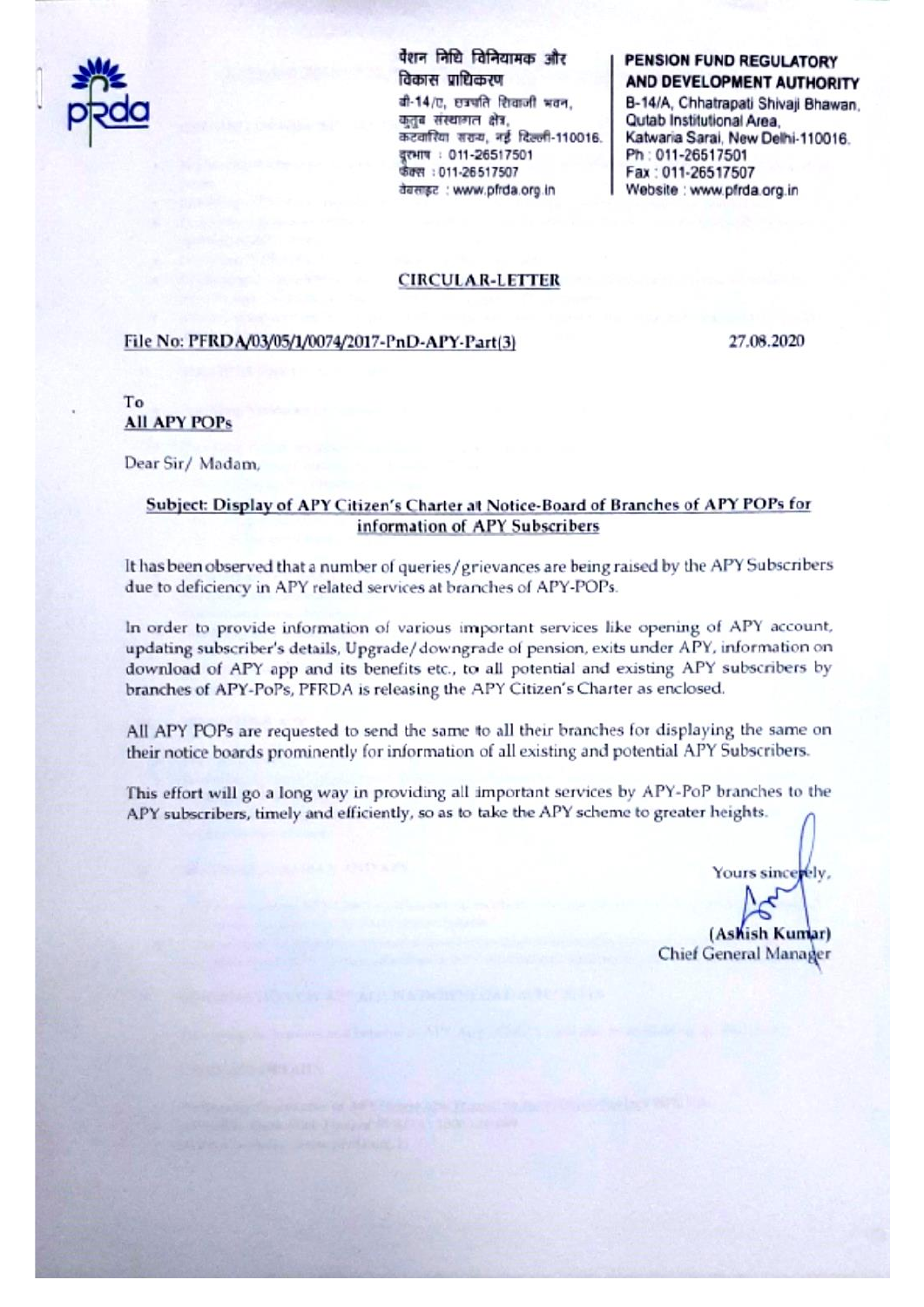पेंशन निधि विनियामक और विकास प्राधिकरण
बी-14/ए, छत्रपति शिवाजी भवन,
कुतुब संस्थागत क्षेत्र,
कटवारिया सराय, नई दिल्ली-110016.
दूरभाष : 011-26517501
फैक्स : 011-26517507
वेबसाइट : www.pfrda.org.in

**PENSION FUND REGULATORY AND DEVELOPMENT AUTHORITY**
B-14/A, Chhatrapati Shivaji Bhawan,
Qutab Institutional Area,
Katwaria Sarai, New Delhi-110016.
Ph : 011-26517501
Fax : 011-26517507
Website : www.pfrda.org.in

**CIRCULAR-LETTER**

File No: PFRDA/03/05/1/0074/2017-PnD-APY-Part(3) 27.08.2020

To
**All APY POPs**

Dear Sir/ Madam,

**Subject: Display of APY Citizen's Charter at Notice-Board of Branches of APY POPs for information of APY Subscribers**

It has been observed that a number of queries/grievances are being raised by the APY Subscribers due to deficiency in APY related services at branches of APY-POPs.

In order to provide information of various important services like opening of APY account, updating subscriber's details, Upgrade/downgrade of pension, exits under APY, information on download of APY app and its benefits etc., to all potential and existing APY subscribers by branches of APY-PoPs, PFRDA is releasing the APY Citizen's Charter as enclosed.

All APY POPs are requested to send the same to all their branches for displaying the same on their notice boards prominently for information of all existing and potential APY Subscribers.

This effort will go a long way in providing all important services by APY-PoP branches to the APY subscribers, timely and efficiently, so as to take the APY scheme to greater heights.

Yours sincerely,

(Ashish Kumar)
Chief General Manager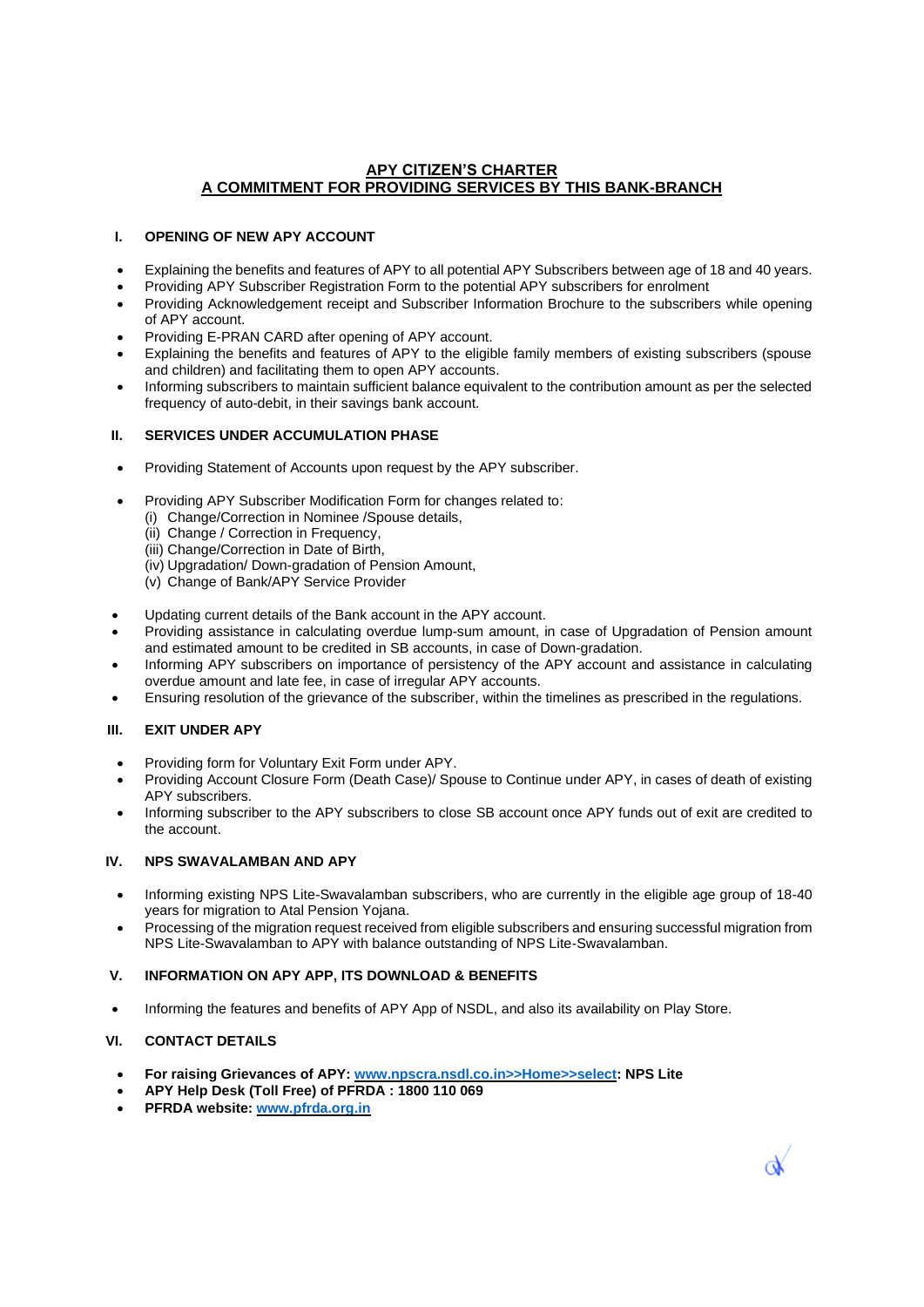# APY CITIZEN'S CHARTER
# A COMMITMENT FOR PROVIDING SERVICES BY THIS BANK-BRANCH

## I. OPENING OF NEW APY ACCOUNT

- Explaining the benefits and features of APY to all potential APY Subscribers between age of 18 and 40 years.
- Providing APY Subscriber Registration Form to the potential APY subscribers for enrolment
- Providing Acknowledgement receipt and Subscriber Information Brochure to the subscribers while opening of APY account.
- Providing E-PRAN CARD after opening of APY account.
- Explaining the benefits and features of APY to the eligible family members of existing subscribers (spouse and children) and facilitating them to open APY accounts.
- Informing subscribers to maintain sufficient balance equivalent to the contribution amount as per the selected frequency of auto-debit, in their savings bank account.

## II. SERVICES UNDER ACCUMULATION PHASE

- Providing Statement of Accounts upon request by the APY subscriber.
- Providing APY Subscriber Modification Form for changes related to:
  - (i) Change/Correction in Nominee /Spouse details,
  - (ii) Change / Correction in Frequency,
  - (iii) Change/Correction in Date of Birth,
  - (iv) Upgradation/ Down-gradation of Pension Amount,
  - (v) Change of Bank/APY Service Provider
- Updating current details of the Bank account in the APY account.
- Providing assistance in calculating overdue lump-sum amount, in case of Upgradation of Pension amount and estimated amount to be credited in SB accounts, in case of Down-gradation.
- Informing APY subscribers on importance of persistency of the APY account and assistance in calculating overdue amount and late fee, in case of irregular APY accounts.
- Ensuring resolution of the grievance of the subscriber, within the timelines as prescribed in the regulations.

## III. EXIT UNDER APY

- Providing form for Voluntary Exit Form under APY.
- Providing Account Closure Form (Death Case)/ Spouse to Continue under APY, in cases of death of existing APY subscribers.
- Informing subscriber to the APY subscribers to close SB account once APY funds out of exit are credited to the account.

## IV. NPS SWAVALAMBAN AND APY

- Informing existing NPS Lite-Swavalamban subscribers, who are currently in the eligible age group of 18-40 years for migration to Atal Pension Yojana.
- Processing of the migration request received from eligible subscribers and ensuring successful migration from NPS Lite-Swavalamban to APY with balance outstanding of NPS Lite-Swavalamban.

## V. INFORMATION ON APY APP, ITS DOWNLOAD & BENEFITS

- Informing the features and benefits of APY App of NSDL, and also its availability on Play Store.

## VI. CONTACT DETAILS

- **For raising Grievances of APY: www.npscra.nsdl.co.in>>Home>>select: NPS Lite**
- **APY Help Desk (Toll Free) of PFRDA : 1800 110 069**
- **PFRDA website: www.pfrda.org.in**